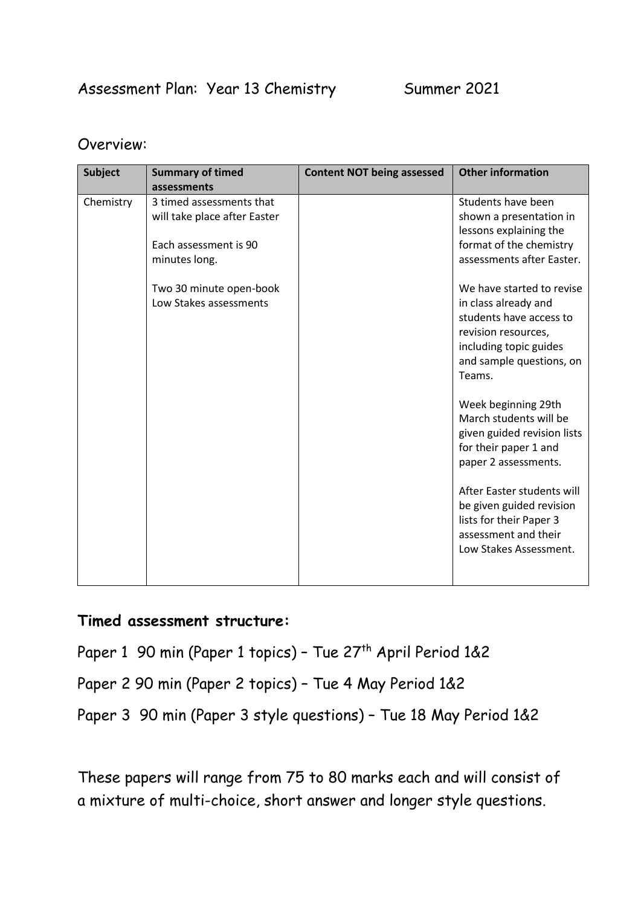# Assessment Plan: Year 13 Chemistry Summer 2021

## Overview:

| Subject | Summary of timed assessments | Content NOT being assessed | Other information |
|---|---|---|---|
| Chemistry | 3 timed assessments that will take place after Easter<br><br>Each assessment is 90 minutes long.<br><br>Two 30 minute open-book Low Stakes assessments | | Students have been shown a presentation in lessons explaining the format of the chemistry assessments after Easter.<br><br>We have started to revise in class already and students have access to revision resources, including topic guides and sample questions, on Teams.<br><br>Week beginning 29th March students will be given guided revision lists for their paper 1 and paper 2 assessments.<br><br>After Easter students will be given guided revision lists for their Paper 3 assessment and their Low Stakes Assessment. |

**Timed assessment structure:**

Paper 1 90 min (Paper 1 topics) – Tue 27th April Period 1&2

Paper 2 90 min (Paper 2 topics) – Tue 4 May Period 1&2

Paper 3 90 min (Paper 3 style questions) – Tue 18 May Period 1&2

These papers will range from 75 to 80 marks each and will consist of a mixture of multi-choice, short answer and longer style questions.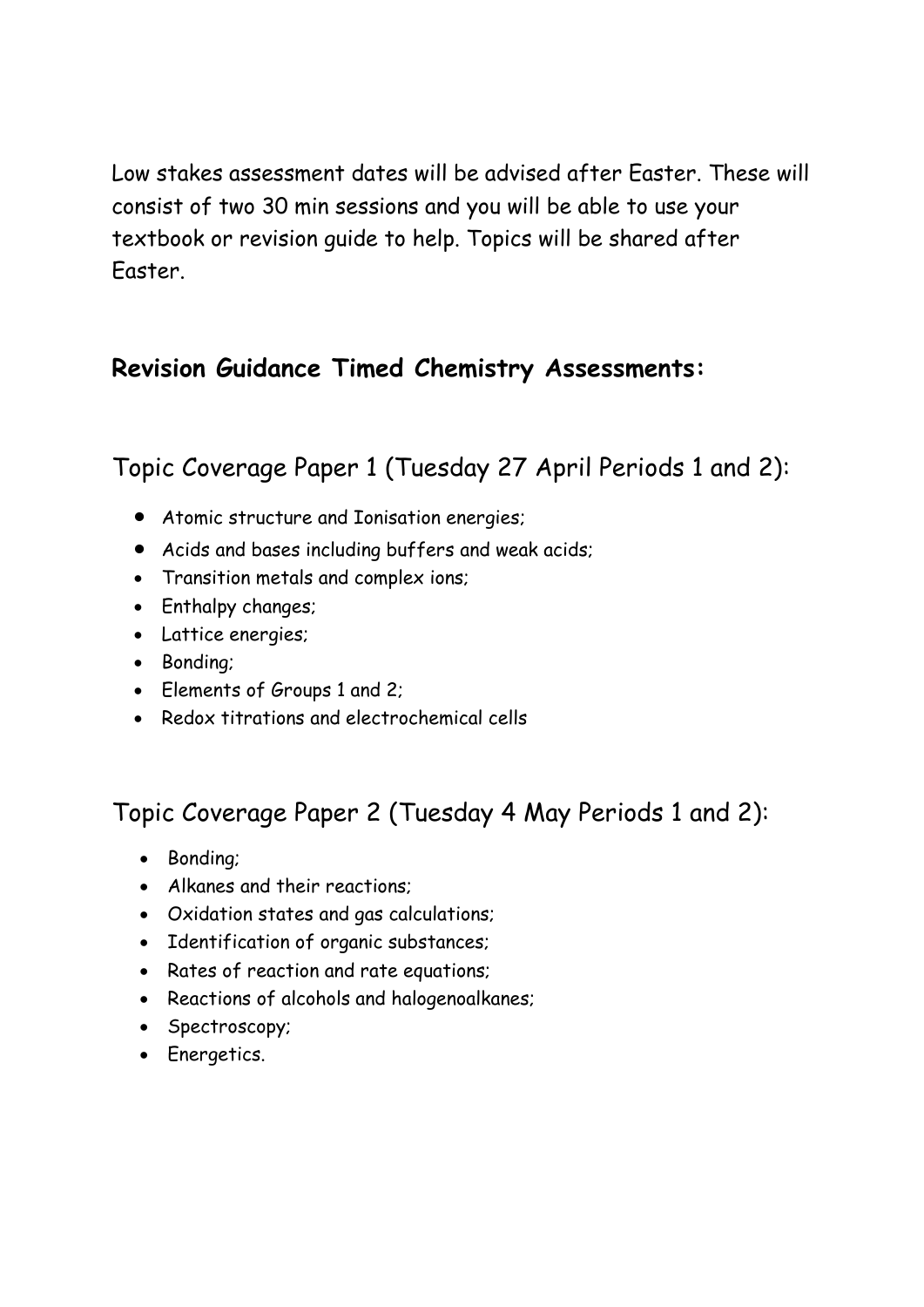Low stakes assessment dates will be advised after Easter. These will consist of two 30 min sessions and you will be able to use your textbook or revision guide to help. Topics will be shared after Easter.

## Revision Guidance Timed Chemistry Assessments:

### Topic Coverage Paper 1 (Tuesday 27 April Periods 1 and 2):

- Atomic structure and Ionisation energies;
- Acids and bases including buffers and weak acids;
- Transition metals and complex ions;
- Enthalpy changes;
- Lattice energies;
- Bonding;
- Elements of Groups 1 and 2;
- Redox titrations and electrochemical cells

### Topic Coverage Paper 2 (Tuesday 4 May Periods 1 and 2):

- Bonding;
- Alkanes and their reactions;
- Oxidation states and gas calculations;
- Identification of organic substances;
- Rates of reaction and rate equations;
- Reactions of alcohols and halogenoalkanes;
- Spectroscopy;
- Energetics.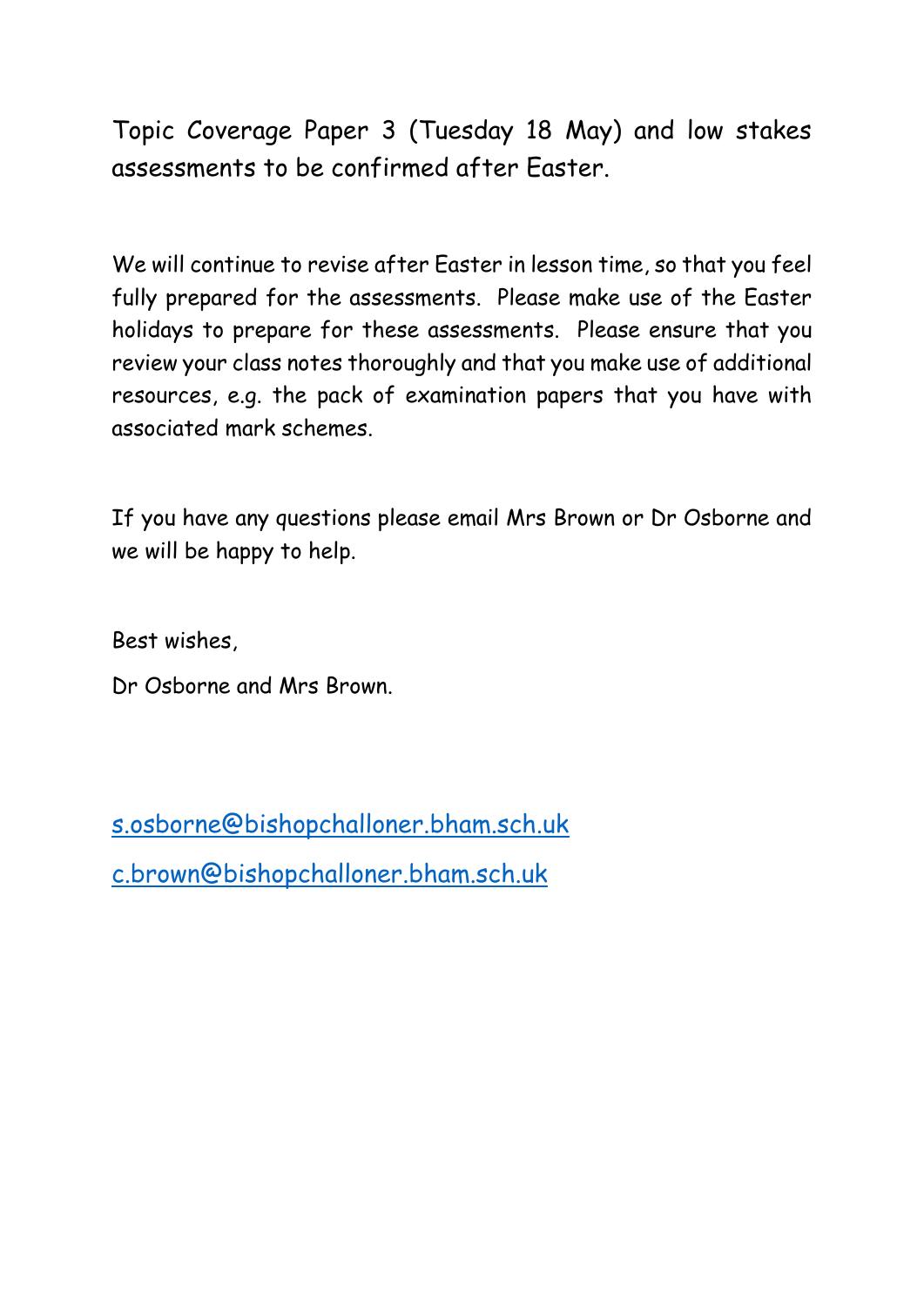Topic Coverage Paper 3 (Tuesday 18 May) and low stakes assessments to be confirmed after Easter.

We will continue to revise after Easter in lesson time, so that you feel fully prepared for the assessments. Please make use of the Easter holidays to prepare for these assessments. Please ensure that you review your class notes thoroughly and that you make use of additional resources, e.g. the pack of examination papers that you have with associated mark schemes.

If you have any questions please email Mrs Brown or Dr Osborne and we will be happy to help.

Best wishes,

Dr Osborne and Mrs Brown.

s.osborne@bishopchalloner.bham.sch.uk

c.brown@bishopchalloner.bham.sch.uk